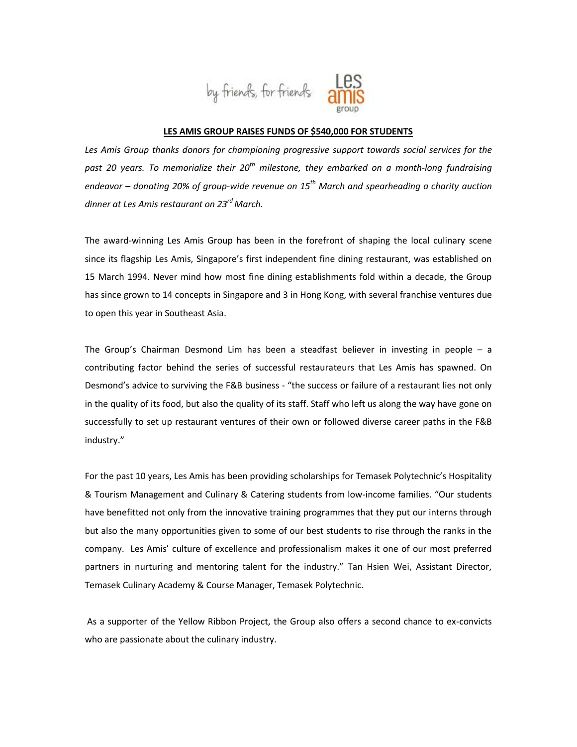# LES AMIS GROUP RAISES FUNDS OF $540,000 FOR STUDENTS

*Les Amis Group thanks donors for championing progressive support towards social services for the past 20 years. To memorialize their 20th milestone, they embarked on a month-long fundraising endeavor – donating 20% of group-wide revenue on 15th March and spearheading a charity auction dinner at Les Amis restaurant on 23rd March.*

The award-winning Les Amis Group has been in the forefront of shaping the local culinary scene since its flagship Les Amis, Singapore's first independent fine dining restaurant, was established on 15 March 1994. Never mind how most fine dining establishments fold within a decade, the Group has since grown to 14 concepts in Singapore and 3 in Hong Kong, with several franchise ventures due to open this year in Southeast Asia.

The Group's Chairman Desmond Lim has been a steadfast believer in investing in people – a contributing factor behind the series of successful restaurateurs that Les Amis has spawned. On Desmond's advice to surviving the F&B business - "the success or failure of a restaurant lies not only in the quality of its food, but also the quality of its staff. Staff who left us along the way have gone on successfully to set up restaurant ventures of their own or followed diverse career paths in the F&B industry."

For the past 10 years, Les Amis has been providing scholarships for Temasek Polytechnic's Hospitality & Tourism Management and Culinary & Catering students from low-income families. "Our students have benefitted not only from the innovative training programmes that they put our interns through but also the many opportunities given to some of our best students to rise through the ranks in the company. Les Amis' culture of excellence and professionalism makes it one of our most preferred partners in nurturing and mentoring talent for the industry." Tan Hsien Wei, Assistant Director, Temasek Culinary Academy & Course Manager, Temasek Polytechnic.

As a supporter of the Yellow Ribbon Project, the Group also offers a second chance to ex-convicts who are passionate about the culinary industry.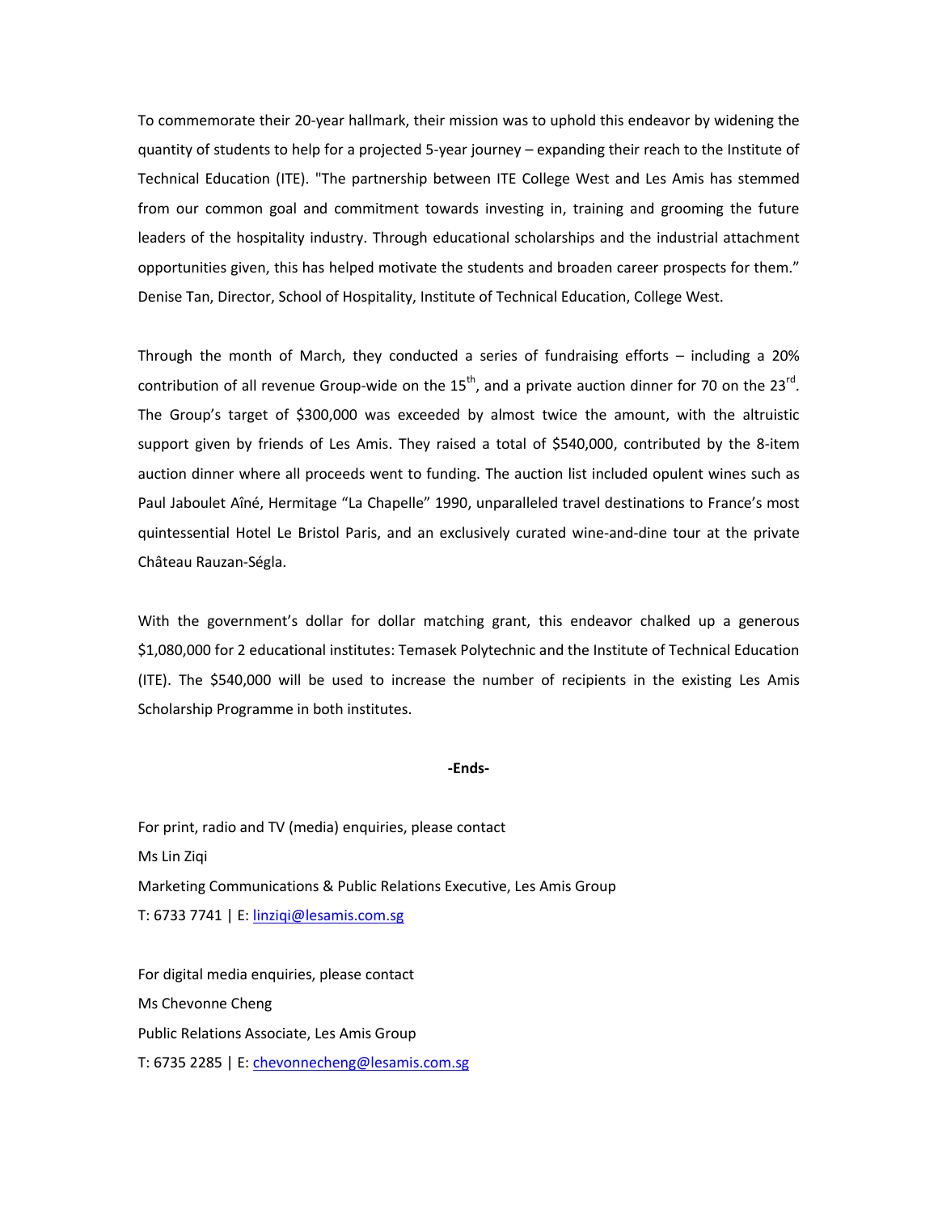To commemorate their 20-year hallmark, their mission was to uphold this endeavor by widening the quantity of students to help for a projected 5-year journey – expanding their reach to the Institute of Technical Education (ITE). "The partnership between ITE College West and Les Amis has stemmed from our common goal and commitment towards investing in, training and grooming the future leaders of the hospitality industry. Through educational scholarships and the industrial attachment opportunities given, this has helped motivate the students and broaden career prospects for them." Denise Tan, Director, School of Hospitality, Institute of Technical Education, College West.

Through the month of March, they conducted a series of fundraising efforts – including a 20% contribution of all revenue Group-wide on the 15th, and a private auction dinner for 70 on the 23rd. The Group's target of $300,000 was exceeded by almost twice the amount, with the altruistic support given by friends of Les Amis. They raised a total of $540,000, contributed by the 8-item auction dinner where all proceeds went to funding. The auction list included opulent wines such as Paul Jaboulet Aîné, Hermitage "La Chapelle" 1990, unparalleled travel destinations to France's most quintessential Hotel Le Bristol Paris, and an exclusively curated wine-and-dine tour at the private Château Rauzan-Ségla.

With the government's dollar for dollar matching grant, this endeavor chalked up a generous $1,080,000 for 2 educational institutes: Temasek Polytechnic and the Institute of Technical Education (ITE). The $540,000 will be used to increase the number of recipients in the existing Les Amis Scholarship Programme in both institutes.

**-Ends-**

For print, radio and TV (media) enquiries, please contact
Ms Lin Ziqi
Marketing Communications & Public Relations Executive, Les Amis Group
T: 6733 7741 | E: linziqi@lesamis.com.sg

For digital media enquiries, please contact
Ms Chevonne Cheng
Public Relations Associate, Les Amis Group
T: 6735 2285 | E: chevonnecheng@lesamis.com.sg